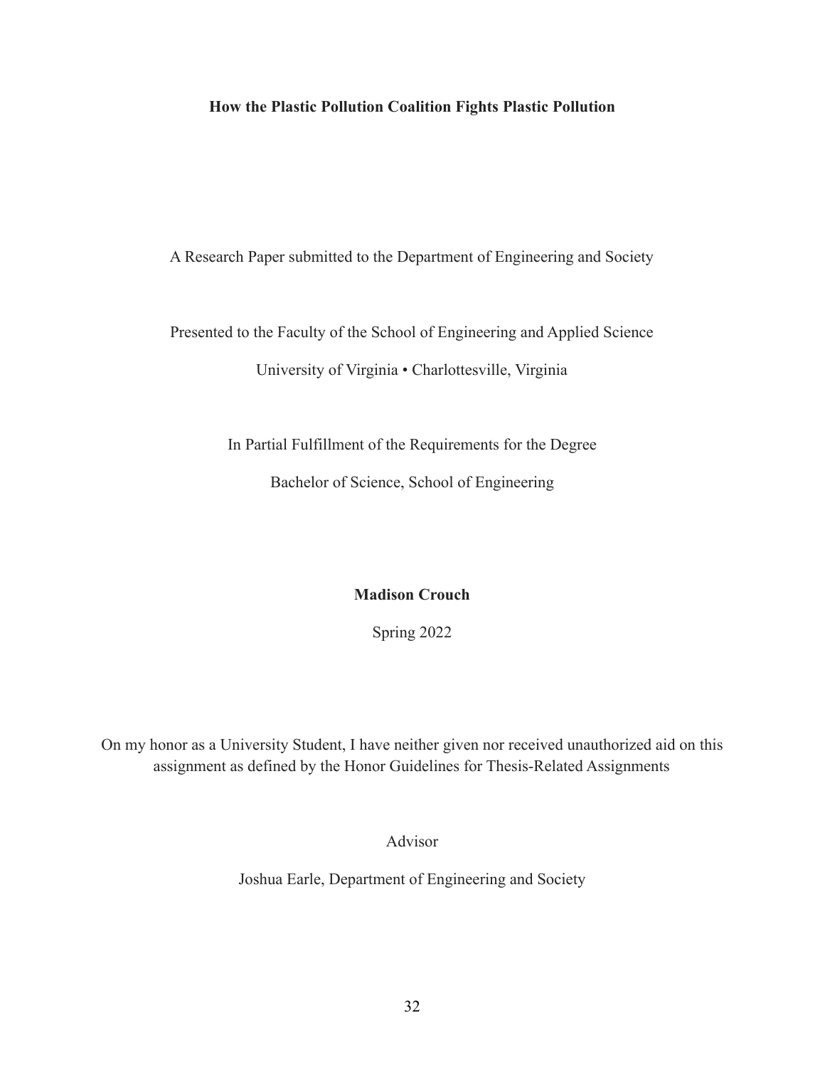# How the Plastic Pollution Coalition Fights Plastic Pollution

A Research Paper submitted to the Department of Engineering and Society

Presented to the Faculty of the School of Engineering and Applied Science

University of Virginia • Charlottesville, Virginia

In Partial Fulfillment of the Requirements for the Degree

Bachelor of Science, School of Engineering

**Madison Crouch**

Spring 2022

On my honor as a University Student, I have neither given nor received unauthorized aid on this assignment as defined by the Honor Guidelines for Thesis-Related Assignments

Advisor

Joshua Earle, Department of Engineering and Society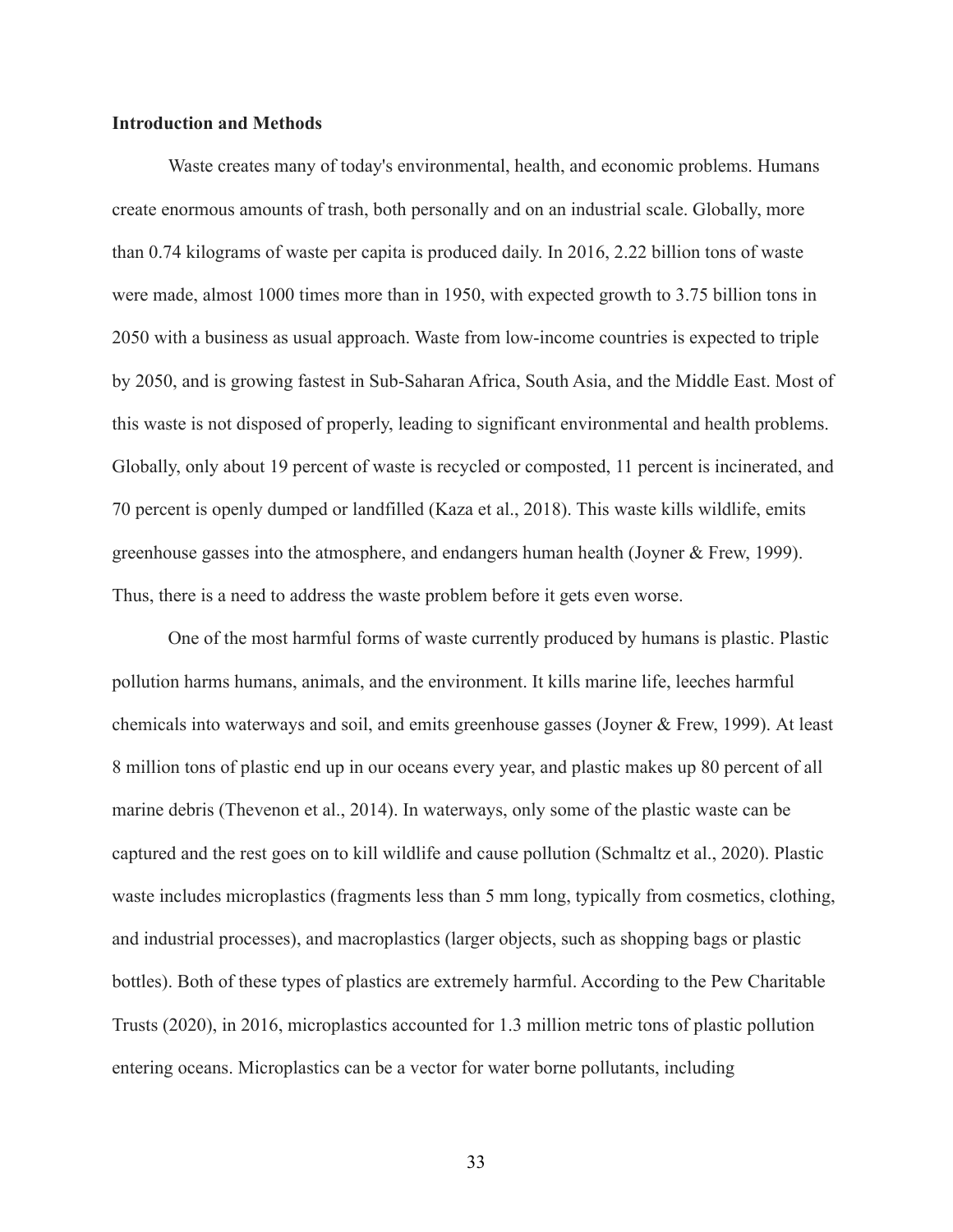**Introduction and Methods**

Waste creates many of today's environmental, health, and economic problems. Humans create enormous amounts of trash, both personally and on an industrial scale. Globally, more than 0.74 kilograms of waste per capita is produced daily. In 2016, 2.22 billion tons of waste were made, almost 1000 times more than in 1950, with expected growth to 3.75 billion tons in 2050 with a business as usual approach. Waste from low-income countries is expected to triple by 2050, and is growing fastest in Sub-Saharan Africa, South Asia, and the Middle East. Most of this waste is not disposed of properly, leading to significant environmental and health problems. Globally, only about 19 percent of waste is recycled or composted, 11 percent is incinerated, and 70 percent is openly dumped or landfilled (Kaza et al., 2018). This waste kills wildlife, emits greenhouse gasses into the atmosphere, and endangers human health (Joyner & Frew, 1999). Thus, there is a need to address the waste problem before it gets even worse.

One of the most harmful forms of waste currently produced by humans is plastic. Plastic pollution harms humans, animals, and the environment. It kills marine life, leeches harmful chemicals into waterways and soil, and emits greenhouse gasses (Joyner & Frew, 1999). At least 8 million tons of plastic end up in our oceans every year, and plastic makes up 80 percent of all marine debris (Thevenon et al., 2014). In waterways, only some of the plastic waste can be captured and the rest goes on to kill wildlife and cause pollution (Schmaltz et al., 2020). Plastic waste includes microplastics (fragments less than 5 mm long, typically from cosmetics, clothing, and industrial processes), and macroplastics (larger objects, such as shopping bags or plastic bottles). Both of these types of plastics are extremely harmful. According to the Pew Charitable Trusts (2020), in 2016, microplastics accounted for 1.3 million metric tons of plastic pollution entering oceans. Microplastics can be a vector for water borne pollutants, including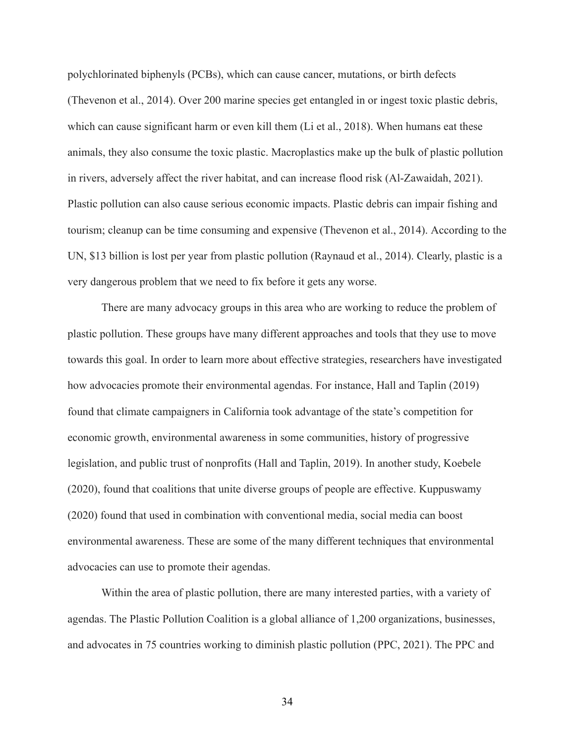polychlorinated biphenyls (PCBs), which can cause cancer, mutations, or birth defects (Thevenon et al., 2014). Over 200 marine species get entangled in or ingest toxic plastic debris, which can cause significant harm or even kill them (Li et al., 2018). When humans eat these animals, they also consume the toxic plastic. Macroplastics make up the bulk of plastic pollution in rivers, adversely affect the river habitat, and can increase flood risk (Al-Zawaidah, 2021). Plastic pollution can also cause serious economic impacts. Plastic debris can impair fishing and tourism; cleanup can be time consuming and expensive (Thevenon et al., 2014). According to the UN, $13 billion is lost per year from plastic pollution (Raynaud et al., 2014). Clearly, plastic is a very dangerous problem that we need to fix before it gets any worse.

There are many advocacy groups in this area who are working to reduce the problem of plastic pollution. These groups have many different approaches and tools that they use to move towards this goal. In order to learn more about effective strategies, researchers have investigated how advocacies promote their environmental agendas. For instance, Hall and Taplin (2019) found that climate campaigners in California took advantage of the state's competition for economic growth, environmental awareness in some communities, history of progressive legislation, and public trust of nonprofits (Hall and Taplin, 2019). In another study, Koebele (2020), found that coalitions that unite diverse groups of people are effective. Kuppuswamy (2020) found that used in combination with conventional media, social media can boost environmental awareness. These are some of the many different techniques that environmental advocacies can use to promote their agendas.

Within the area of plastic pollution, there are many interested parties, with a variety of agendas. The Plastic Pollution Coalition is a global alliance of 1,200 organizations, businesses, and advocates in 75 countries working to diminish plastic pollution (PPC, 2021). The PPC and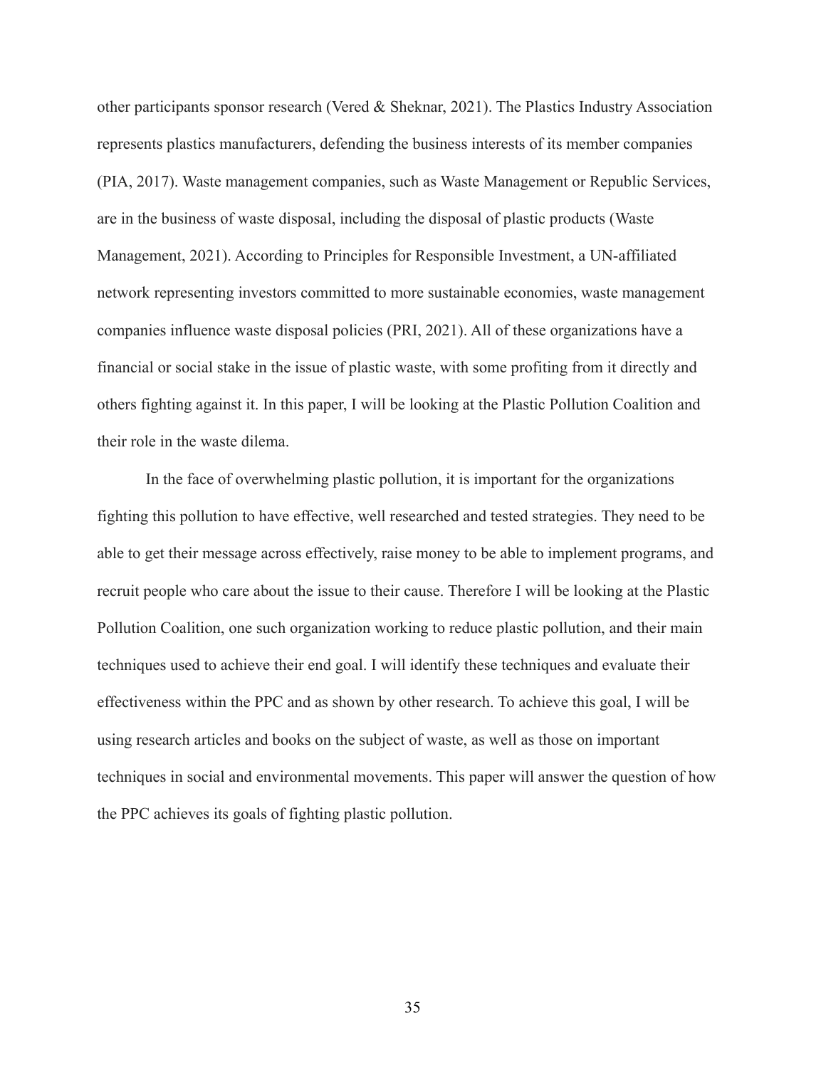other participants sponsor research (Vered & Sheknar, 2021). The Plastics Industry Association represents plastics manufacturers, defending the business interests of its member companies (PIA, 2017). Waste management companies, such as Waste Management or Republic Services, are in the business of waste disposal, including the disposal of plastic products (Waste Management, 2021). According to Principles for Responsible Investment, a UN-affiliated network representing investors committed to more sustainable economies, waste management companies influence waste disposal policies (PRI, 2021). All of these organizations have a financial or social stake in the issue of plastic waste, with some profiting from it directly and others fighting against it. In this paper, I will be looking at the Plastic Pollution Coalition and their role in the waste dilema.

In the face of overwhelming plastic pollution, it is important for the organizations fighting this pollution to have effective, well researched and tested strategies. They need to be able to get their message across effectively, raise money to be able to implement programs, and recruit people who care about the issue to their cause. Therefore I will be looking at the Plastic Pollution Coalition, one such organization working to reduce plastic pollution, and their main techniques used to achieve their end goal. I will identify these techniques and evaluate their effectiveness within the PPC and as shown by other research. To achieve this goal, I will be using research articles and books on the subject of waste, as well as those on important techniques in social and environmental movements. This paper will answer the question of how the PPC achieves its goals of fighting plastic pollution.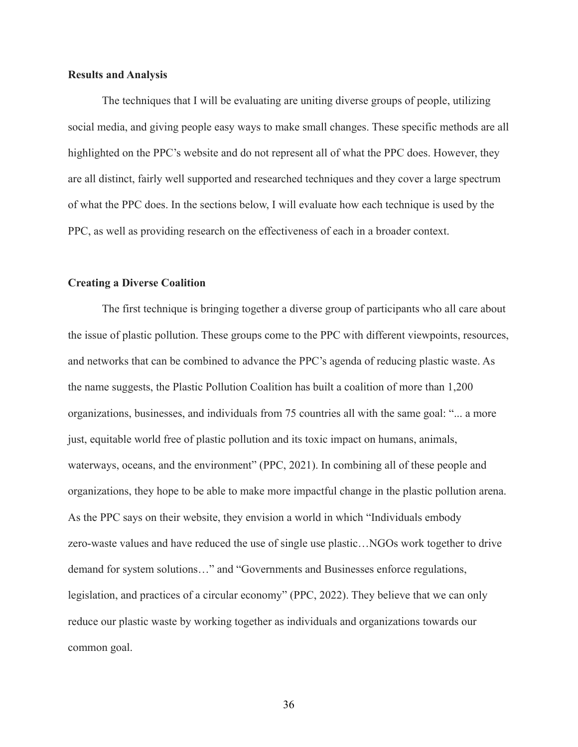## Results and Analysis

The techniques that I will be evaluating are uniting diverse groups of people, utilizing social media, and giving people easy ways to make small changes. These specific methods are all highlighted on the PPC's website and do not represent all of what the PPC does. However, they are all distinct, fairly well supported and researched techniques and they cover a large spectrum of what the PPC does. In the sections below, I will evaluate how each technique is used by the PPC, as well as providing research on the effectiveness of each in a broader context.

### Creating a Diverse Coalition

The first technique is bringing together a diverse group of participants who all care about the issue of plastic pollution. These groups come to the PPC with different viewpoints, resources, and networks that can be combined to advance the PPC's agenda of reducing plastic waste. As the name suggests, the Plastic Pollution Coalition has built a coalition of more than 1,200 organizations, businesses, and individuals from 75 countries all with the same goal: "... a more just, equitable world free of plastic pollution and its toxic impact on humans, animals, waterways, oceans, and the environment" (PPC, 2021). In combining all of these people and organizations, they hope to be able to make more impactful change in the plastic pollution arena. As the PPC says on their website, they envision a world in which "Individuals embody zero-waste values and have reduced the use of single use plastic…NGOs work together to drive demand for system solutions…" and "Governments and Businesses enforce regulations, legislation, and practices of a circular economy" (PPC, 2022). They believe that we can only reduce our plastic waste by working together as individuals and organizations towards our common goal.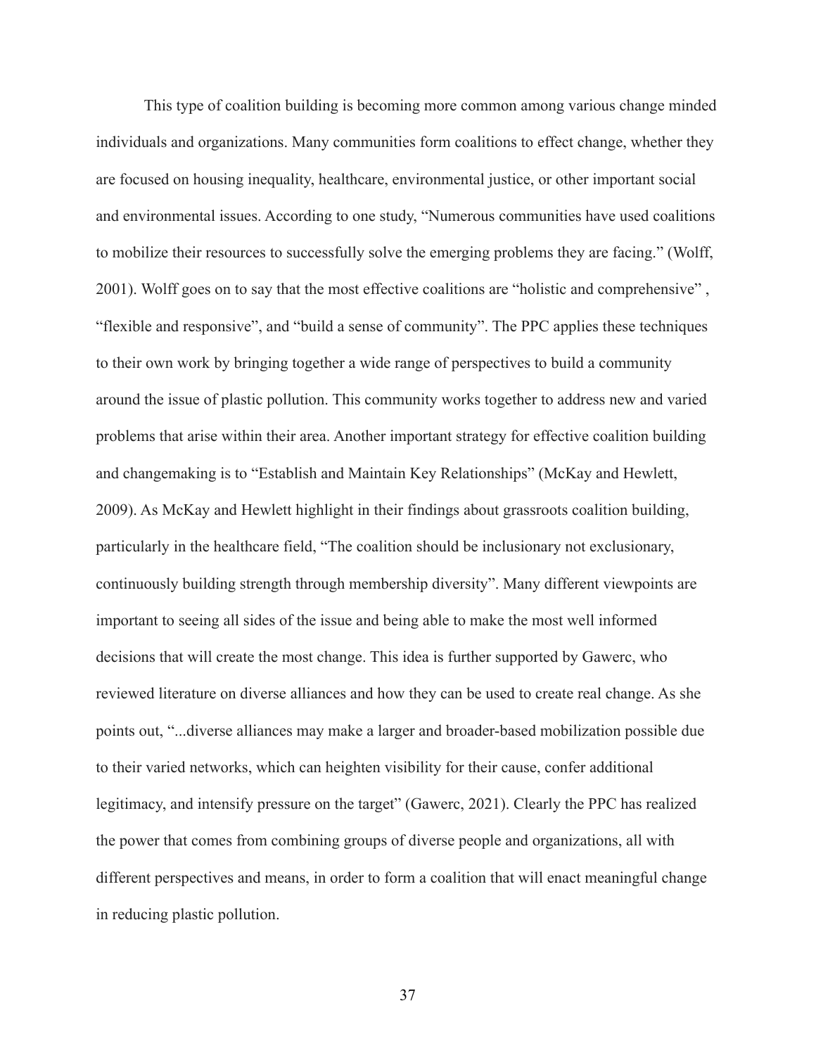This type of coalition building is becoming more common among various change minded individuals and organizations. Many communities form coalitions to effect change, whether they are focused on housing inequality, healthcare, environmental justice, or other important social and environmental issues. According to one study, "Numerous communities have used coalitions to mobilize their resources to successfully solve the emerging problems they are facing." (Wolff, 2001). Wolff goes on to say that the most effective coalitions are "holistic and comprehensive" , "flexible and responsive", and "build a sense of community". The PPC applies these techniques to their own work by bringing together a wide range of perspectives to build a community around the issue of plastic pollution. This community works together to address new and varied problems that arise within their area. Another important strategy for effective coalition building and changemaking is to "Establish and Maintain Key Relationships" (McKay and Hewlett, 2009). As McKay and Hewlett highlight in their findings about grassroots coalition building, particularly in the healthcare field, "The coalition should be inclusionary not exclusionary, continuously building strength through membership diversity". Many different viewpoints are important to seeing all sides of the issue and being able to make the most well informed decisions that will create the most change. This idea is further supported by Gawerc, who reviewed literature on diverse alliances and how they can be used to create real change. As she points out, "...diverse alliances may make a larger and broader-based mobilization possible due to their varied networks, which can heighten visibility for their cause, confer additional legitimacy, and intensify pressure on the target" (Gawerc, 2021). Clearly the PPC has realized the power that comes from combining groups of diverse people and organizations, all with different perspectives and means, in order to form a coalition that will enact meaningful change in reducing plastic pollution.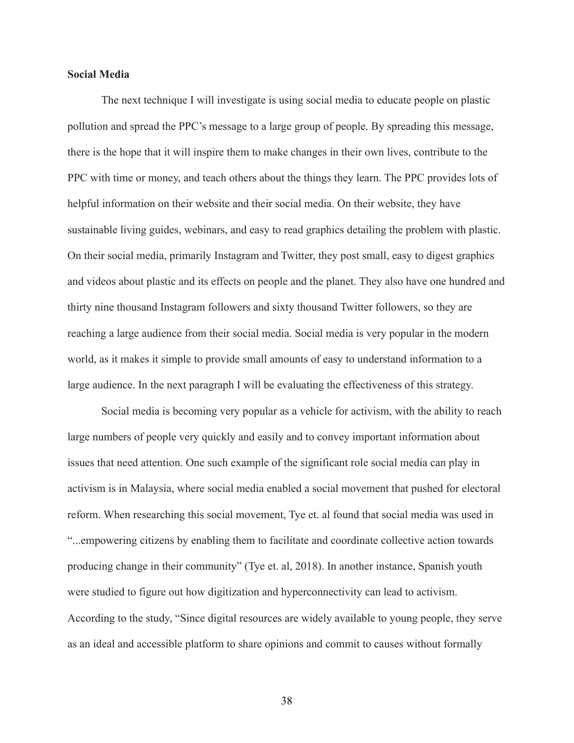**Social Media**

The next technique I will investigate is using social media to educate people on plastic pollution and spread the PPC's message to a large group of people. By spreading this message, there is the hope that it will inspire them to make changes in their own lives, contribute to the PPC with time or money, and teach others about the things they learn. The PPC provides lots of helpful information on their website and their social media. On their website, they have sustainable living guides, webinars, and easy to read graphics detailing the problem with plastic. On their social media, primarily Instagram and Twitter, they post small, easy to digest graphics and videos about plastic and its effects on people and the planet. They also have one hundred and thirty nine thousand Instagram followers and sixty thousand Twitter followers, so they are reaching a large audience from their social media. Social media is very popular in the modern world, as it makes it simple to provide small amounts of easy to understand information to a large audience. In the next paragraph I will be evaluating the effectiveness of this strategy.

Social media is becoming very popular as a vehicle for activism, with the ability to reach large numbers of people very quickly and easily and to convey important information about issues that need attention. One such example of the significant role social media can play in activism is in Malaysia, where social media enabled a social movement that pushed for electoral reform. When researching this social movement, Tye et. al found that social media was used in "...empowering citizens by enabling them to facilitate and coordinate collective action towards producing change in their community" (Tye et. al, 2018). In another instance, Spanish youth were studied to figure out how digitization and hyperconnectivity can lead to activism. According to the study, "Since digital resources are widely available to young people, they serve as an ideal and accessible platform to share opinions and commit to causes without formally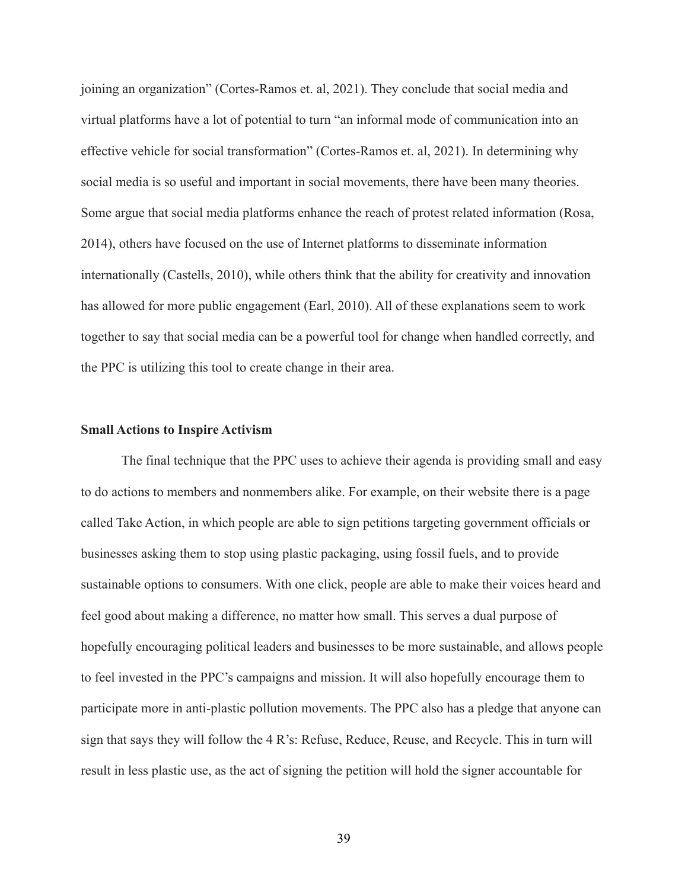joining an organization" (Cortes-Ramos et. al, 2021). They conclude that social media and virtual platforms have a lot of potential to turn "an informal mode of communication into an effective vehicle for social transformation" (Cortes-Ramos et. al, 2021). In determining why social media is so useful and important in social movements, there have been many theories. Some argue that social media platforms enhance the reach of protest related information (Rosa, 2014), others have focused on the use of Internet platforms to disseminate information internationally (Castells, 2010), while others think that the ability for creativity and innovation has allowed for more public engagement (Earl, 2010). All of these explanations seem to work together to say that social media can be a powerful tool for change when handled correctly, and the PPC is utilizing this tool to create change in their area.

**Small Actions to Inspire Activism**

The final technique that the PPC uses to achieve their agenda is providing small and easy to do actions to members and nonmembers alike. For example, on their website there is a page called Take Action, in which people are able to sign petitions targeting government officials or businesses asking them to stop using plastic packaging, using fossil fuels, and to provide sustainable options to consumers. With one click, people are able to make their voices heard and feel good about making a difference, no matter how small. This serves a dual purpose of hopefully encouraging political leaders and businesses to be more sustainable, and allows people to feel invested in the PPC's campaigns and mission. It will also hopefully encourage them to participate more in anti-plastic pollution movements. The PPC also has a pledge that anyone can sign that says they will follow the 4 R's: Refuse, Reduce, Reuse, and Recycle. This in turn will result in less plastic use, as the act of signing the petition will hold the signer accountable for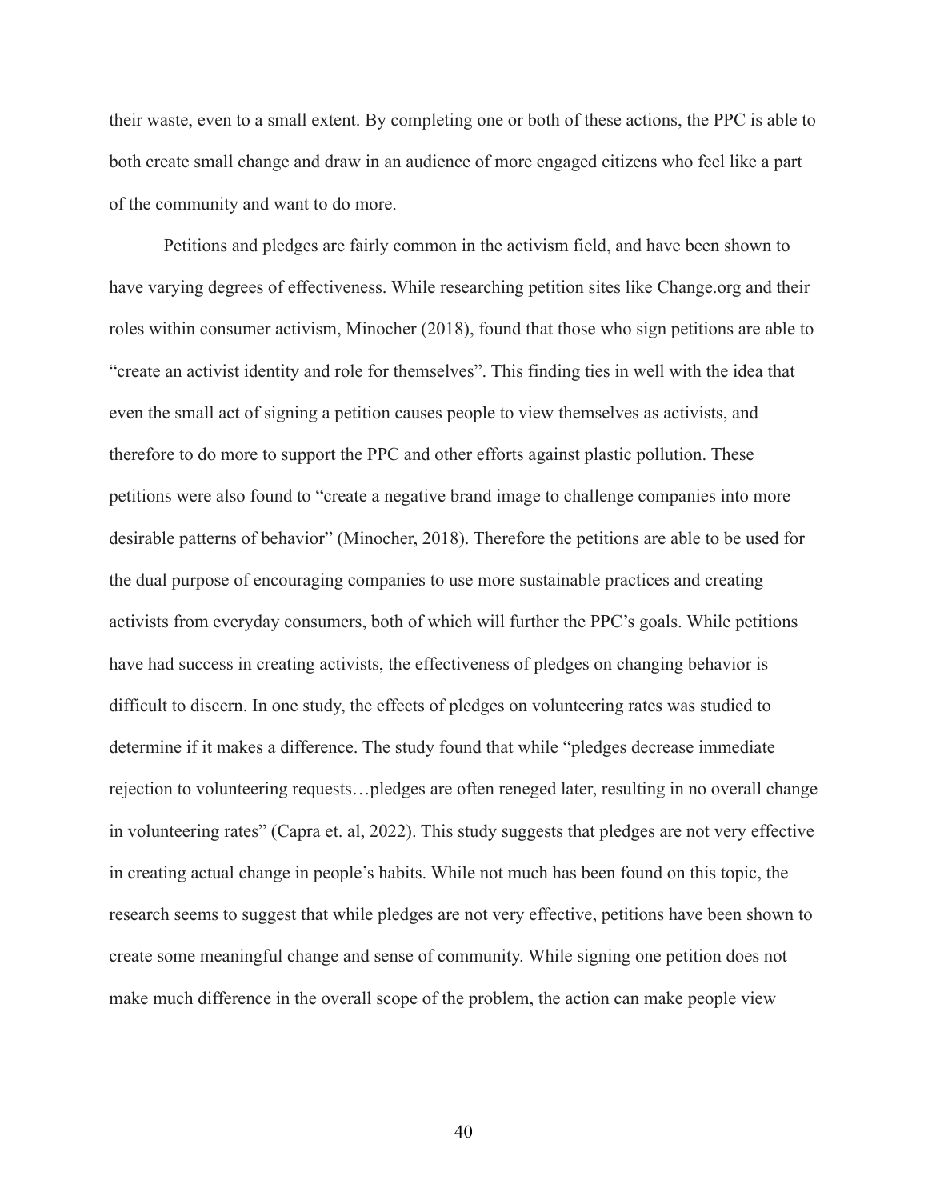their waste, even to a small extent. By completing one or both of these actions, the PPC is able to both create small change and draw in an audience of more engaged citizens who feel like a part of the community and want to do more.

Petitions and pledges are fairly common in the activism field, and have been shown to have varying degrees of effectiveness. While researching petition sites like Change.org and their roles within consumer activism, Minocher (2018), found that those who sign petitions are able to "create an activist identity and role for themselves". This finding ties in well with the idea that even the small act of signing a petition causes people to view themselves as activists, and therefore to do more to support the PPC and other efforts against plastic pollution. These petitions were also found to "create a negative brand image to challenge companies into more desirable patterns of behavior" (Minocher, 2018). Therefore the petitions are able to be used for the dual purpose of encouraging companies to use more sustainable practices and creating activists from everyday consumers, both of which will further the PPC's goals. While petitions have had success in creating activists, the effectiveness of pledges on changing behavior is difficult to discern. In one study, the effects of pledges on volunteering rates was studied to determine if it makes a difference. The study found that while "pledges decrease immediate rejection to volunteering requests…pledges are often reneged later, resulting in no overall change in volunteering rates" (Capra et. al, 2022). This study suggests that pledges are not very effective in creating actual change in people's habits. While not much has been found on this topic, the research seems to suggest that while pledges are not very effective, petitions have been shown to create some meaningful change and sense of community. While signing one petition does not make much difference in the overall scope of the problem, the action can make people view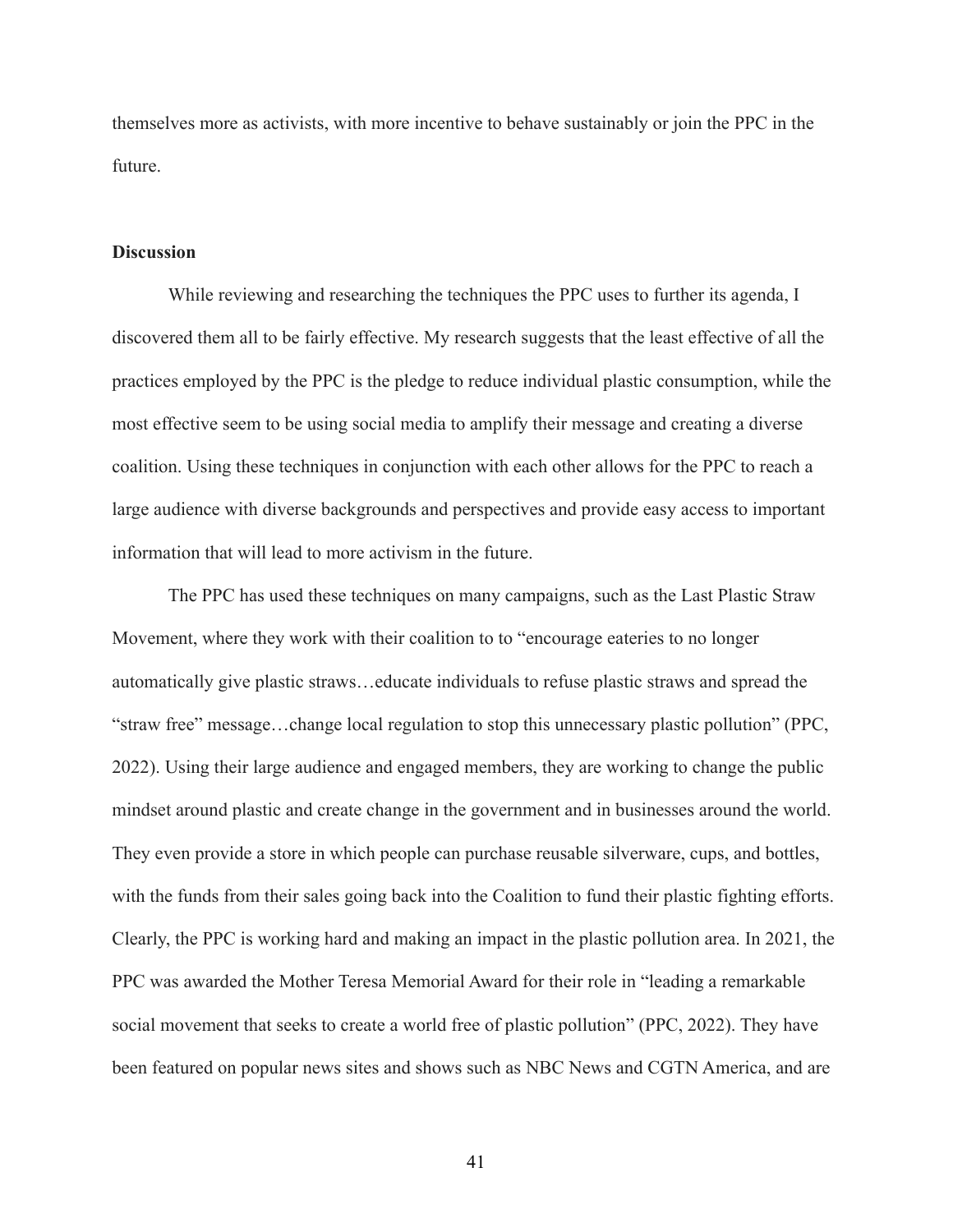themselves more as activists, with more incentive to behave sustainably or join the PPC in the future.

**Discussion**

While reviewing and researching the techniques the PPC uses to further its agenda, I discovered them all to be fairly effective. My research suggests that the least effective of all the practices employed by the PPC is the pledge to reduce individual plastic consumption, while the most effective seem to be using social media to amplify their message and creating a diverse coalition. Using these techniques in conjunction with each other allows for the PPC to reach a large audience with diverse backgrounds and perspectives and provide easy access to important information that will lead to more activism in the future.

The PPC has used these techniques on many campaigns, such as the Last Plastic Straw Movement, where they work with their coalition to to "encourage eateries to no longer automatically give plastic straws…educate individuals to refuse plastic straws and spread the "straw free" message…change local regulation to stop this unnecessary plastic pollution" (PPC, 2022). Using their large audience and engaged members, they are working to change the public mindset around plastic and create change in the government and in businesses around the world. They even provide a store in which people can purchase reusable silverware, cups, and bottles, with the funds from their sales going back into the Coalition to fund their plastic fighting efforts. Clearly, the PPC is working hard and making an impact in the plastic pollution area. In 2021, the PPC was awarded the Mother Teresa Memorial Award for their role in "leading a remarkable social movement that seeks to create a world free of plastic pollution" (PPC, 2022). They have been featured on popular news sites and shows such as NBC News and CGTN America, and are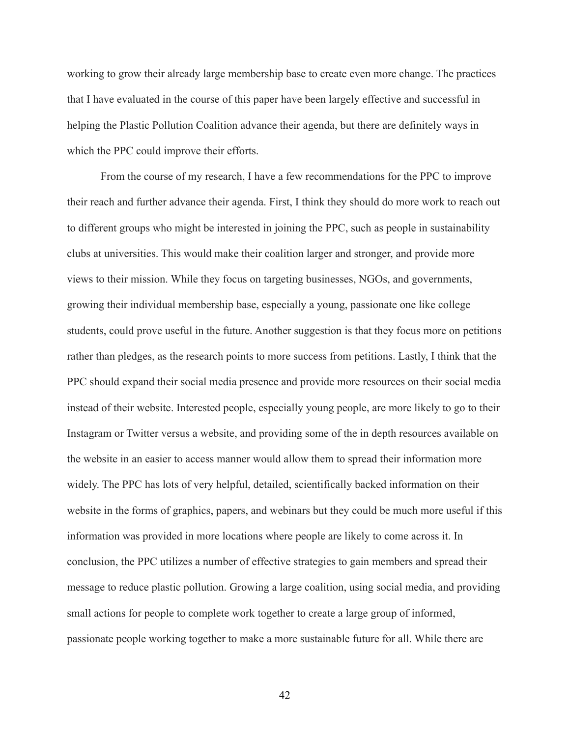working to grow their already large membership base to create even more change. The practices that I have evaluated in the course of this paper have been largely effective and successful in helping the Plastic Pollution Coalition advance their agenda, but there are definitely ways in which the PPC could improve their efforts.

From the course of my research, I have a few recommendations for the PPC to improve their reach and further advance their agenda. First, I think they should do more work to reach out to different groups who might be interested in joining the PPC, such as people in sustainability clubs at universities. This would make their coalition larger and stronger, and provide more views to their mission. While they focus on targeting businesses, NGOs, and governments, growing their individual membership base, especially a young, passionate one like college students, could prove useful in the future. Another suggestion is that they focus more on petitions rather than pledges, as the research points to more success from petitions. Lastly, I think that the PPC should expand their social media presence and provide more resources on their social media instead of their website. Interested people, especially young people, are more likely to go to their Instagram or Twitter versus a website, and providing some of the in depth resources available on the website in an easier to access manner would allow them to spread their information more widely. The PPC has lots of very helpful, detailed, scientifically backed information on their website in the forms of graphics, papers, and webinars but they could be much more useful if this information was provided in more locations where people are likely to come across it. In conclusion, the PPC utilizes a number of effective strategies to gain members and spread their message to reduce plastic pollution. Growing a large coalition, using social media, and providing small actions for people to complete work together to create a large group of informed, passionate people working together to make a more sustainable future for all. While there are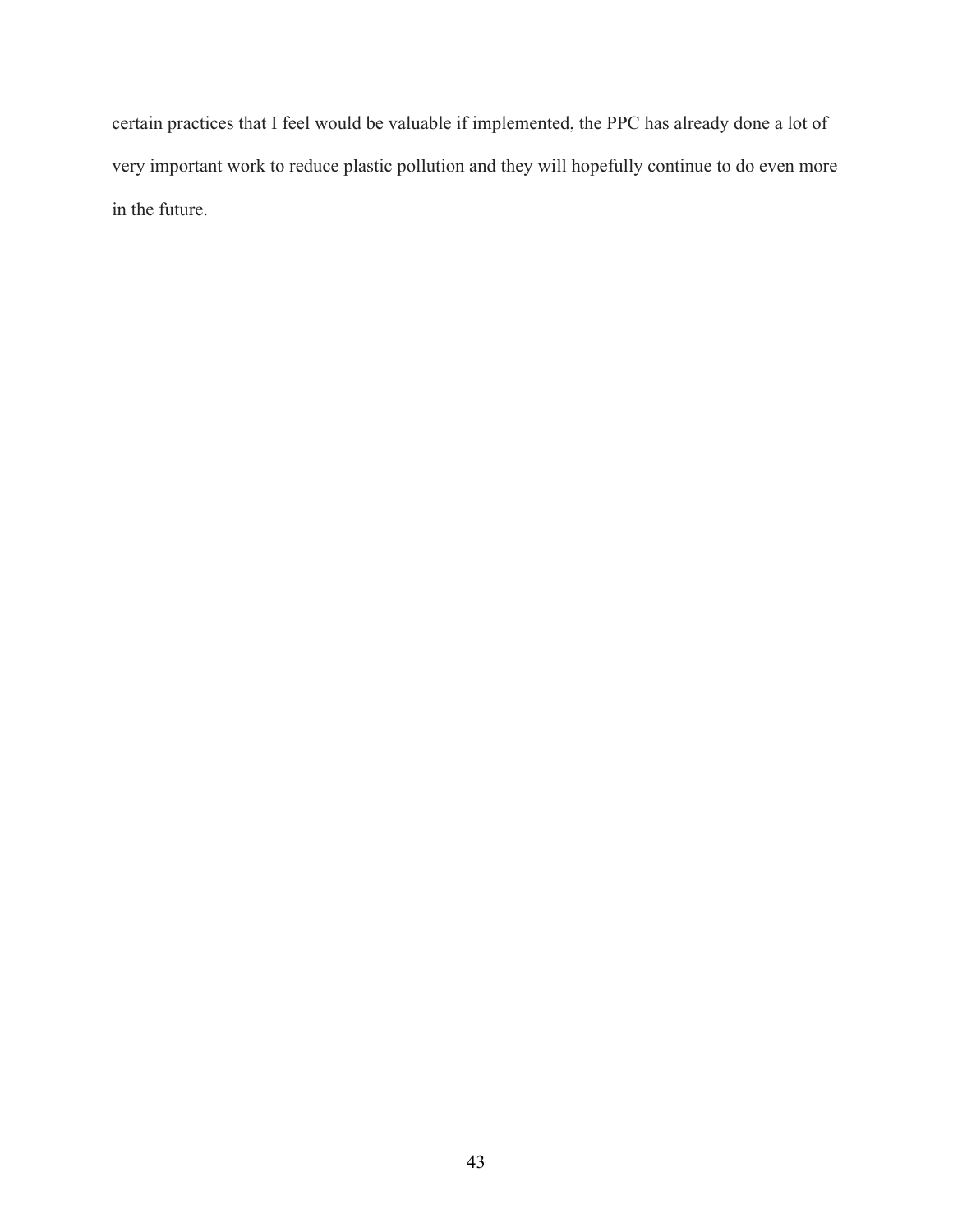certain practices that I feel would be valuable if implemented, the PPC has already done a lot of very important work to reduce plastic pollution and they will hopefully continue to do even more in the future.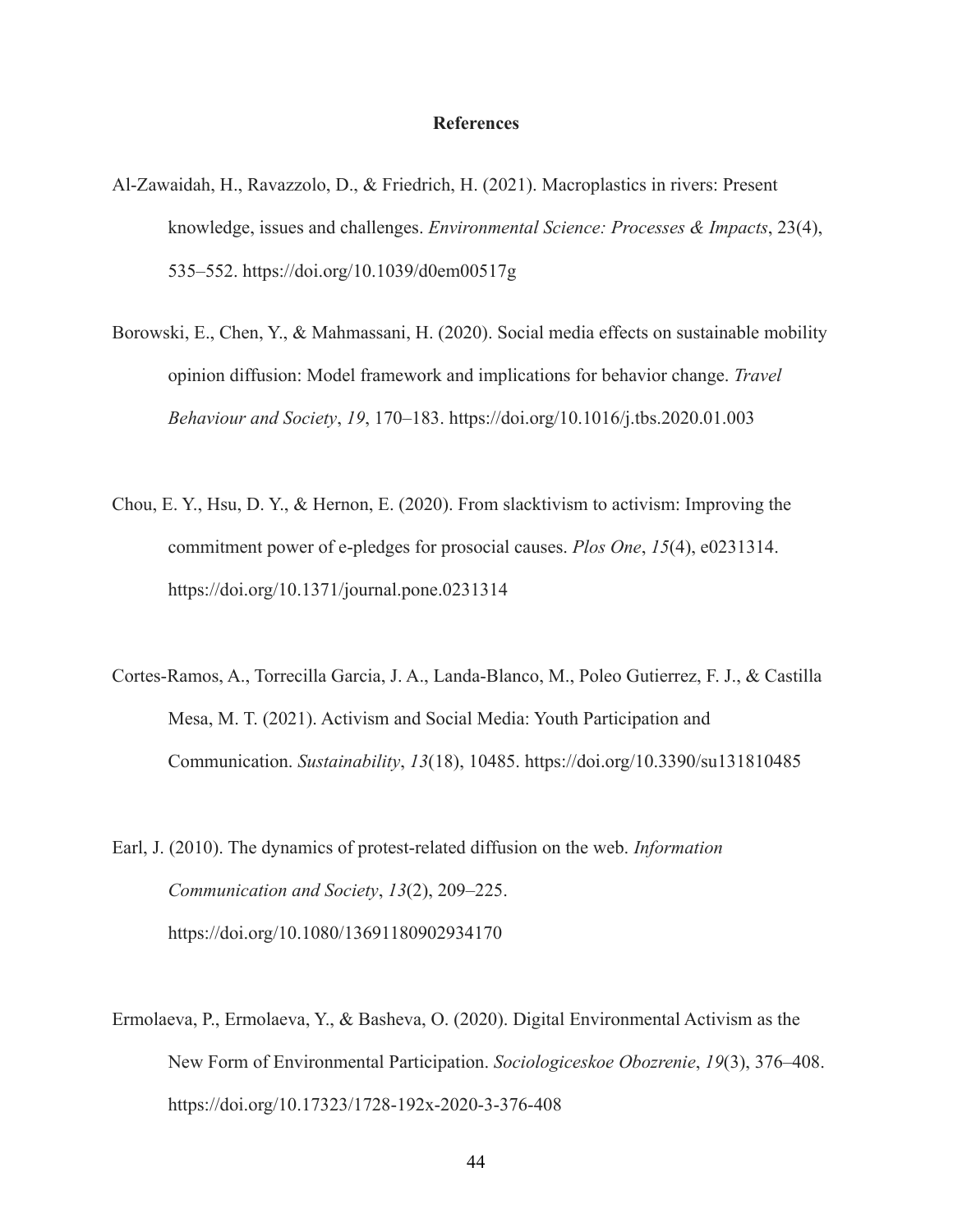## References

Al-Zawaidah, H., Ravazzolo, D., & Friedrich, H. (2021). Macroplastics in rivers: Present knowledge, issues and challenges. *Environmental Science: Processes & Impacts*, 23(4), 535–552. https://doi.org/10.1039/d0em00517g

Borowski, E., Chen, Y., & Mahmassani, H. (2020). Social media effects on sustainable mobility opinion diffusion: Model framework and implications for behavior change. *Travel Behaviour and Society*, *19*, 170–183. https://doi.org/10.1016/j.tbs.2020.01.003

Chou, E. Y., Hsu, D. Y., & Hernon, E. (2020). From slacktivism to activism: Improving the commitment power of e-pledges for prosocial causes. *Plos One*, *15*(4), e0231314. https://doi.org/10.1371/journal.pone.0231314

Cortes-Ramos, A., Torrecilla Garcia, J. A., Landa-Blanco, M., Poleo Gutierrez, F. J., & Castilla Mesa, M. T. (2021). Activism and Social Media: Youth Participation and Communication. *Sustainability*, *13*(18), 10485. https://doi.org/10.3390/su131810485

Earl, J. (2010). The dynamics of protest-related diffusion on the web. *Information Communication and Society*, *13*(2), 209–225. https://doi.org/10.1080/13691180902934170

Ermolaeva, P., Ermolaeva, Y., & Basheva, O. (2020). Digital Environmental Activism as the New Form of Environmental Participation. *Sociologiceskoe Obozrenie*, *19*(3), 376–408. https://doi.org/10.17323/1728-192x-2020-3-376-408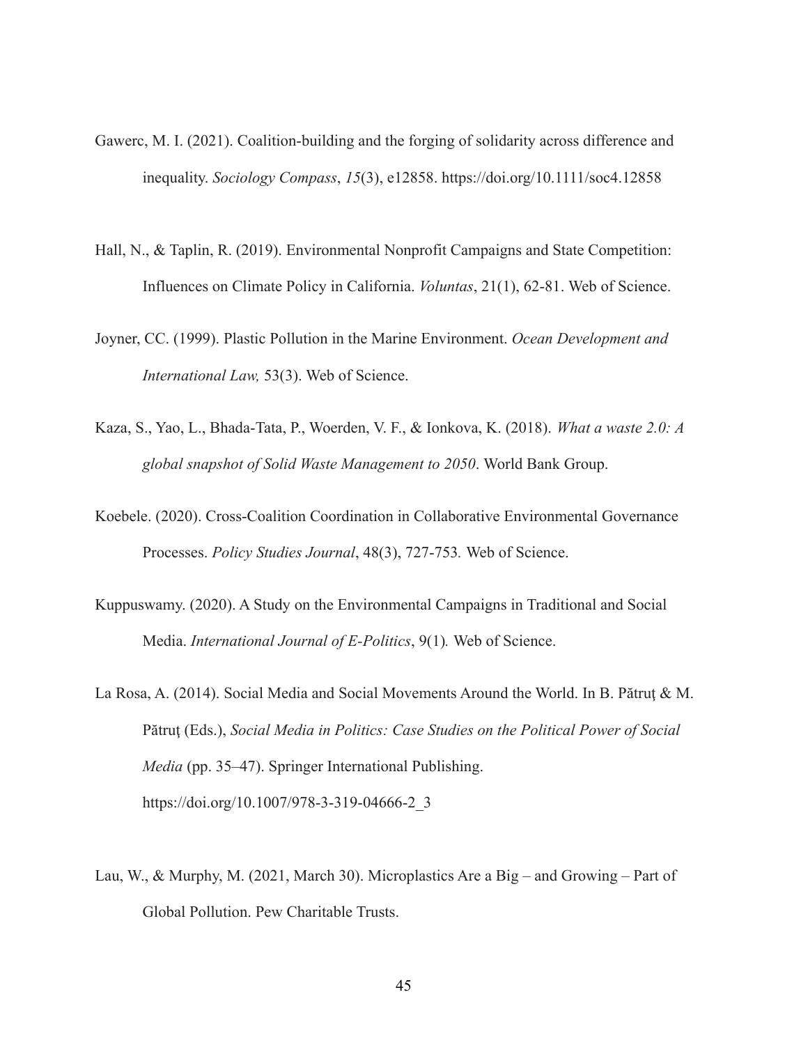Gawerc, M. I. (2021). Coalition-building and the forging of solidarity across difference and inequality. *Sociology Compass*, *15*(3), e12858. https://doi.org/10.1111/soc4.12858

Hall, N., & Taplin, R. (2019). Environmental Nonprofit Campaigns and State Competition: Influences on Climate Policy in California. *Voluntas*, 21(1), 62-81. Web of Science.

Joyner, CC. (1999). Plastic Pollution in the Marine Environment. *Ocean Development and International Law,* 53(3). Web of Science.

Kaza, S., Yao, L., Bhada-Tata, P., Woerden, V. F., & Ionkova, K. (2018). *What a waste 2.0: A global snapshot of Solid Waste Management to 2050*. World Bank Group.

Koebele. (2020). Cross-Coalition Coordination in Collaborative Environmental Governance Processes. *Policy Studies Journal*, 48(3), 727-753. Web of Science.

Kuppuswamy. (2020). A Study on the Environmental Campaigns in Traditional and Social Media. *International Journal of E-Politics*, 9(1). Web of Science.

La Rosa, A. (2014). Social Media and Social Movements Around the World. In B. Pătruţ & M. Pătruţ (Eds.), *Social Media in Politics: Case Studies on the Political Power of Social Media* (pp. 35–47). Springer International Publishing. https://doi.org/10.1007/978-3-319-04666-2_3

Lau, W., & Murphy, M. (2021, March 30). Microplastics Are a Big – and Growing – Part of Global Pollution. Pew Charitable Trusts.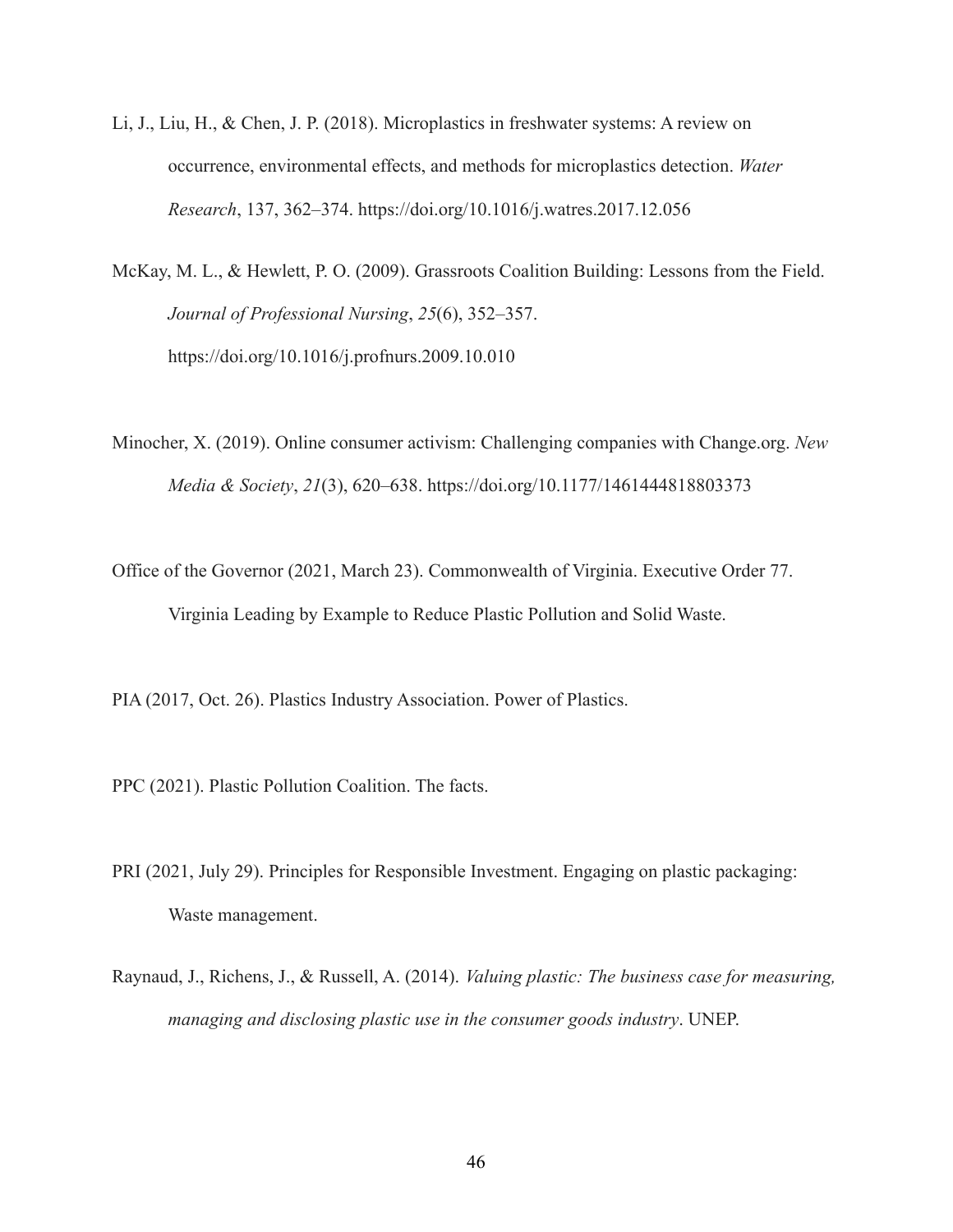Li, J., Liu, H., & Chen, J. P. (2018). Microplastics in freshwater systems: A review on occurrence, environmental effects, and methods for microplastics detection. *Water Research*, 137, 362–374. https://doi.org/10.1016/j.watres.2017.12.056

McKay, M. L., & Hewlett, P. O. (2009). Grassroots Coalition Building: Lessons from the Field. *Journal of Professional Nursing*, *25*(6), 352–357. https://doi.org/10.1016/j.profnurs.2009.10.010

Minocher, X. (2019). Online consumer activism: Challenging companies with Change.org. *New Media & Society*, *21*(3), 620–638. https://doi.org/10.1177/1461444818803373

Office of the Governor (2021, March 23). Commonwealth of Virginia. Executive Order 77. Virginia Leading by Example to Reduce Plastic Pollution and Solid Waste.

PIA (2017, Oct. 26). Plastics Industry Association. Power of Plastics.

PPC (2021). Plastic Pollution Coalition. The facts.

PRI (2021, July 29). Principles for Responsible Investment. Engaging on plastic packaging: Waste management.

Raynaud, J., Richens, J., & Russell, A. (2014). *Valuing plastic: The business case for measuring, managing and disclosing plastic use in the consumer goods industry*. UNEP.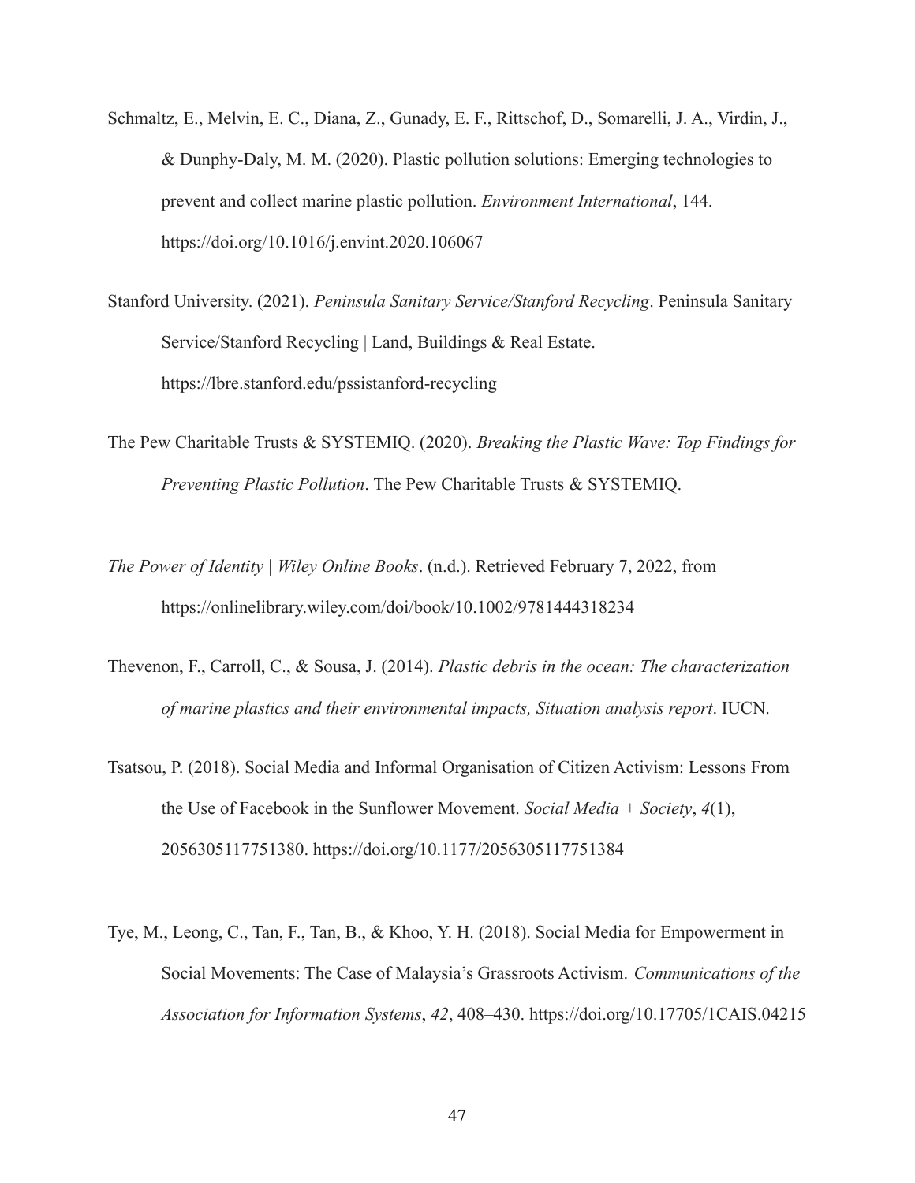Schmaltz, E., Melvin, E. C., Diana, Z., Gunady, E. F., Rittschof, D., Somarelli, J. A., Virdin, J., & Dunphy-Daly, M. M. (2020). Plastic pollution solutions: Emerging technologies to prevent and collect marine plastic pollution. *Environment International*, 144. https://doi.org/10.1016/j.envint.2020.106067

Stanford University. (2021). *Peninsula Sanitary Service/Stanford Recycling*. Peninsula Sanitary Service/Stanford Recycling | Land, Buildings & Real Estate. https://lbre.stanford.edu/pssistanford-recycling

The Pew Charitable Trusts & SYSTEMIQ. (2020). *Breaking the Plastic Wave: Top Findings for Preventing Plastic Pollution*. The Pew Charitable Trusts & SYSTEMIQ.

*The Power of Identity | Wiley Online Books*. (n.d.). Retrieved February 7, 2022, from https://onlinelibrary.wiley.com/doi/book/10.1002/9781444318234

Thevenon, F., Carroll, C., & Sousa, J. (2014). *Plastic debris in the ocean: The characterization of marine plastics and their environmental impacts, Situation analysis report*. IUCN.

Tsatsou, P. (2018). Social Media and Informal Organisation of Citizen Activism: Lessons From the Use of Facebook in the Sunflower Movement. *Social Media + Society*, *4*(1), 2056305117751380. https://doi.org/10.1177/2056305117751384

Tye, M., Leong, C., Tan, F., Tan, B., & Khoo, Y. H. (2018). Social Media for Empowerment in Social Movements: The Case of Malaysia's Grassroots Activism. *Communications of the Association for Information Systems*, *42*, 408–430. https://doi.org/10.17705/1CAIS.04215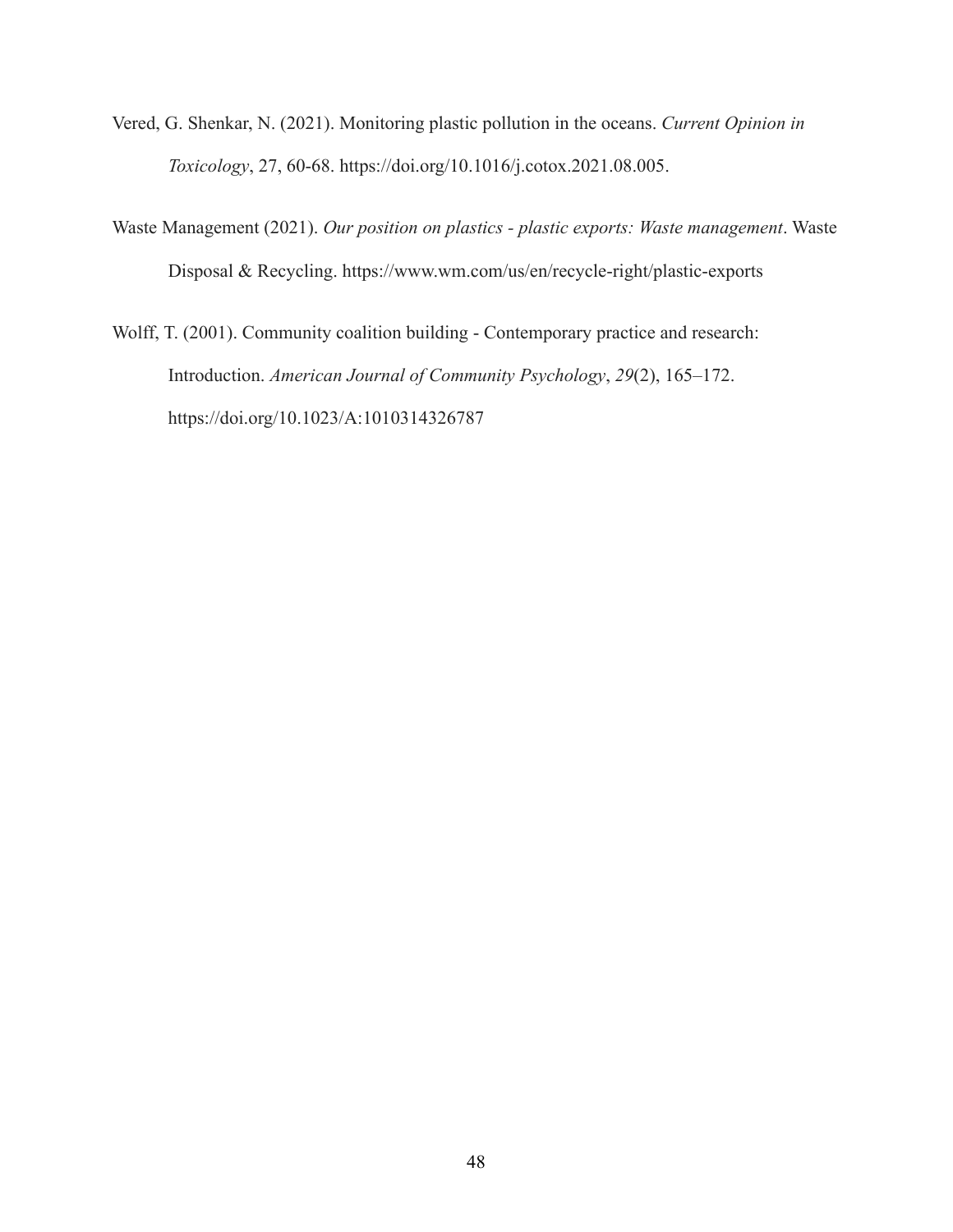Vered, G. Shenkar, N. (2021). Monitoring plastic pollution in the oceans. *Current Opinion in Toxicology*, 27, 60-68. https://doi.org/10.1016/j.cotox.2021.08.005.

Waste Management (2021). *Our position on plastics - plastic exports: Waste management*. Waste Disposal & Recycling. https://www.wm.com/us/en/recycle-right/plastic-exports

Wolff, T. (2001). Community coalition building - Contemporary practice and research: Introduction. *American Journal of Community Psychology*, *29*(2), 165–172. https://doi.org/10.1023/A:1010314326787